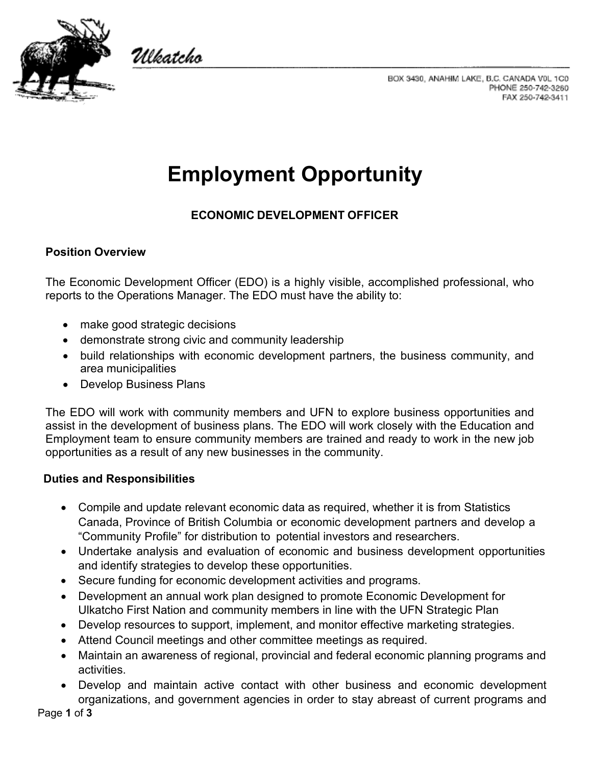Ulkatcho

BOX 3430, ANAHIM LAKE, B.C. CANADA V0L 1C0
PHONE 250-742-3260
FAX 250-742-3411

# Employment Opportunity

## ECONOMIC DEVELOPMENT OFFICER

### Position Overview

The Economic Development Officer (EDO) is a highly visible, accomplished professional, who reports to the Operations Manager. The EDO must have the ability to:

- make good strategic decisions
- demonstrate strong civic and community leadership
- build relationships with economic development partners, the business community, and area municipalities
- Develop Business Plans

The EDO will work with community members and UFN to explore business opportunities and assist in the development of business plans. The EDO will work closely with the Education and Employment team to ensure community members are trained and ready to work in the new job opportunities as a result of any new businesses in the community.

### Duties and Responsibilities

- Compile and update relevant economic data as required, whether it is from Statistics Canada, Province of British Columbia or economic development partners and develop a "Community Profile" for distribution to potential investors and researchers.
- Undertake analysis and evaluation of economic and business development opportunities and identify strategies to develop these opportunities.
- Secure funding for economic development activities and programs.
- Development an annual work plan designed to promote Economic Development for Ulkatcho First Nation and community members in line with the UFN Strategic Plan
- Develop resources to support, implement, and monitor effective marketing strategies.
- Attend Council meetings and other committee meetings as required.
- Maintain an awareness of regional, provincial and federal economic planning programs and activities.
- Develop and maintain active contact with other business and economic development organizations, and government agencies in order to stay abreast of current programs and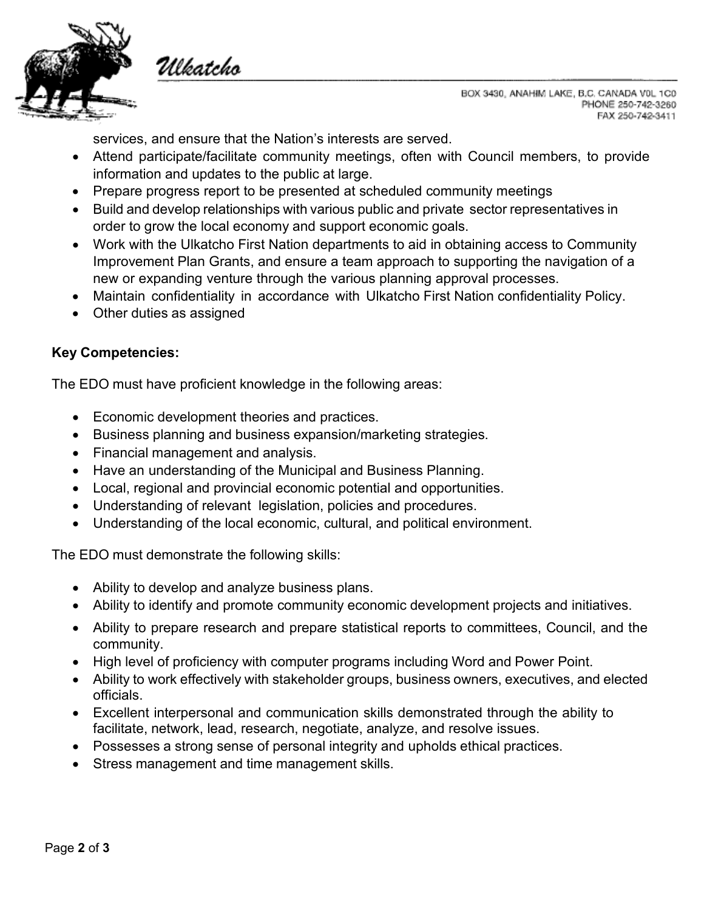services, and ensure that the Nation's interests are served.

- Attend participate/facilitate community meetings, often with Council members, to provide information and updates to the public at large.
- Prepare progress report to be presented at scheduled community meetings
- Build and develop relationships with various public and private sector representatives in order to grow the local economy and support economic goals.
- Work with the Ulkatcho First Nation departments to aid in obtaining access to Community Improvement Plan Grants, and ensure a team approach to supporting the navigation of a new or expanding venture through the various planning approval processes.
- Maintain confidentiality in accordance with Ulkatcho First Nation confidentiality Policy.
- Other duties as assigned

**Key Competencies:**

The EDO must have proficient knowledge in the following areas:

- Economic development theories and practices.
- Business planning and business expansion/marketing strategies.
- Financial management and analysis.
- Have an understanding of the Municipal and Business Planning.
- Local, regional and provincial economic potential and opportunities.
- Understanding of relevant legislation, policies and procedures.
- Understanding of the local economic, cultural, and political environment.

The EDO must demonstrate the following skills:

- Ability to develop and analyze business plans.
- Ability to identify and promote community economic development projects and initiatives.
- Ability to prepare research and prepare statistical reports to committees, Council, and the community.
- High level of proficiency with computer programs including Word and Power Point.
- Ability to work effectively with stakeholder groups, business owners, executives, and elected officials.
- Excellent interpersonal and communication skills demonstrated through the ability to facilitate, network, lead, research, negotiate, analyze, and resolve issues.
- Possesses a strong sense of personal integrity and upholds ethical practices.
- Stress management and time management skills.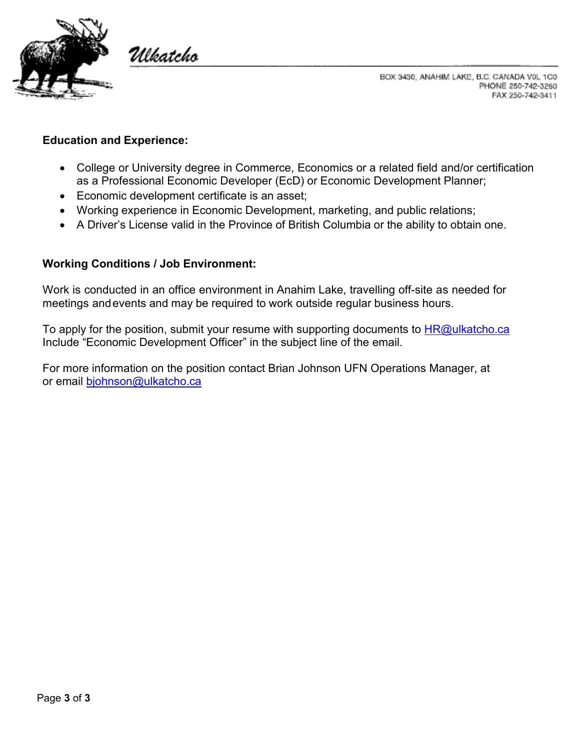**Education and Experience:**

- College or University degree in Commerce, Economics or a related field and/or certification as a Professional Economic Developer (EcD) or Economic Development Planner;
- Economic development certificate is an asset;
- Working experience in Economic Development, marketing, and public relations;
- A Driver's License valid in the Province of British Columbia or the ability to obtain one.

**Working Conditions / Job Environment:**

Work is conducted in an office environment in Anahim Lake, travelling off-site as needed for meetings and events and may be required to work outside regular business hours.

To apply for the position, submit your resume with supporting documents to HR@ulkatcho.ca Include "Economic Development Officer" in the subject line of the email.

For more information on the position contact Brian Johnson UFN Operations Manager, at or email bjohnson@ulkatcho.ca